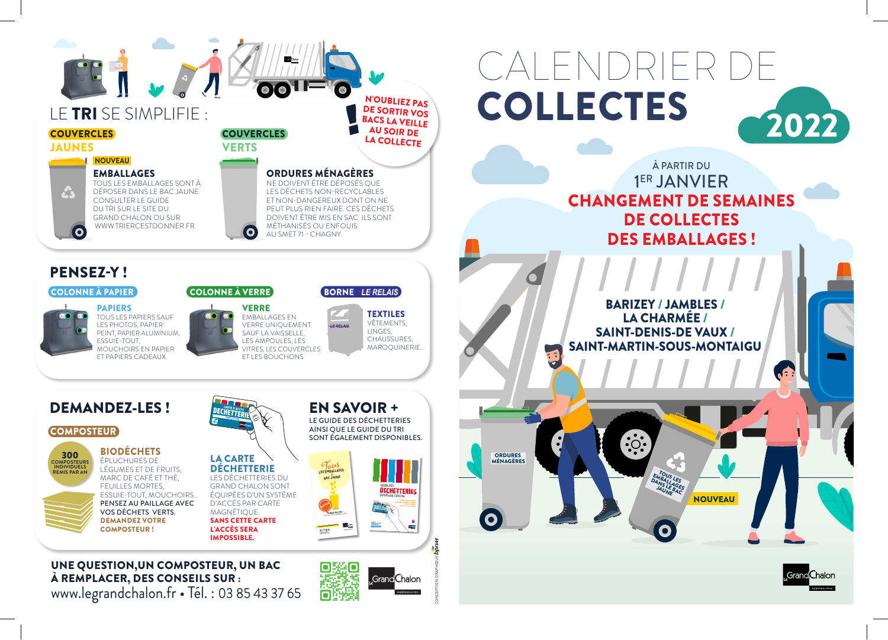# CALENDRIER DE COLLECTES 2022

À PARTIR DU 1[ER] JANVIER

**CHANGEMENT DE SEMAINES DE COLLECTES DES EMBALLAGES !**

**BARIZEY / JAMBLES / LA CHARMÉE / SAINT-DENIS-DE VAUX / SAINT-MARTIN-SOUS-MONTAIGU**

ORDURES MÉNAGÈRES

TOUS LES EMBALLAGES DANS LE BAC JAUNE

NOUVEAU

## LE TRI SE SIMPLIFIE :

**N'OUBLIEZ PAS DE SORTIR VOS BACS LA VEILLE AU SOIR DE LA COLLECTE !**

### COUVERCLES JAUNES

NOUVEAU

**EMBALLAGES**

TOUS LES EMBALLAGES SONT À DÉPOSER DANS LE BAC JAUNE. CONSULTER LE GUIDE DU TRI SUR LE SITE DU GRAND CHALON OU SUR WWW.TRIERCESTDONNER.FR.

### COUVERCLES VERTS

**ORDURES MÉNAGÈRES**

NE DOIVENT ÊTRE DÉPOSÉS QUE LES DÉCHETS NON-RECYCLABLES ET NON-DANGEREUX DONT ON NE PEUT PLUS RIEN FAIRE. CES DÉCHETS DOIVENT ÊTRE MIS EN SAC. ILS SONT MÉTHANISÉS OU ENFOUIS AU SMET 71 - CHAGNY.

## PENSEZ-Y !

### COLONNE À PAPIER

**PAPIERS**

TOUS LES PAPIERS SAUF LES PHOTOS, PAPIER PEINT, PAPIER ALUMINIUM, ESSUIE-TOUT, MOUCHOIRS EN PAPIER ET PAPIERS CADEAUX.

### COLONNE À VERRE

**VERRE**

EMBALLAGES EN VERRE UNIQUEMENT SAUF LA VAISSELLE, LES AMPOULES, LES VITRES, LES COUVERCLES ET LES BOUCHONS.

### BORNE *LE RELAIS*

**TEXTILES**

VÊTEMENTS, LINGES, CHAUSSURES, MAROQUINERIE...

## DEMANDEZ-LES !

### COMPOSTEUR

300 COMPOSTEURS INDIVIDUELS REMIS PAR AN

**BIODÉCHETS**

ÉPLUCHURES DE LÉGUMES ET DE FRUITS, MARC DE CAFÉ ET THÉ, FEUILLES MORTES, ESSUIE-TOUT, MOUCHOIRS...

**PENSEZ AU PAILLAGE AVEC VOS DÉCHETS VERTS.**

**DEMANDEZ VOTRE COMPOSTEUR !**

**LA CARTE DÉCHETTERIE**

LES DÉCHETTERIES DU GRAND CHALON SONT ÉQUIPÉES D'UN SYSTÈME D'ACCÈS PAR CARTE MAGNÉTIQUE.

**SANS CETTE CARTE L'ACCÈS SERA IMPOSSIBLE.**

## EN SAVOIR +

LE GUIDE DES DÉCHETTERIES AINSI QUE LE GUIDE DU TRI SONT ÉGALEMENT DISPONIBLES.

**UNE QUESTION, UN COMPOSTEUR, UN BAC À REMPLACER, DES CONSEILS SUR :**

www.legrandchalon.fr • Tél. : 03 85 43 37 65

Le Grand Chalon Agglomération

CONCEPTION GRAPHIQUE bpm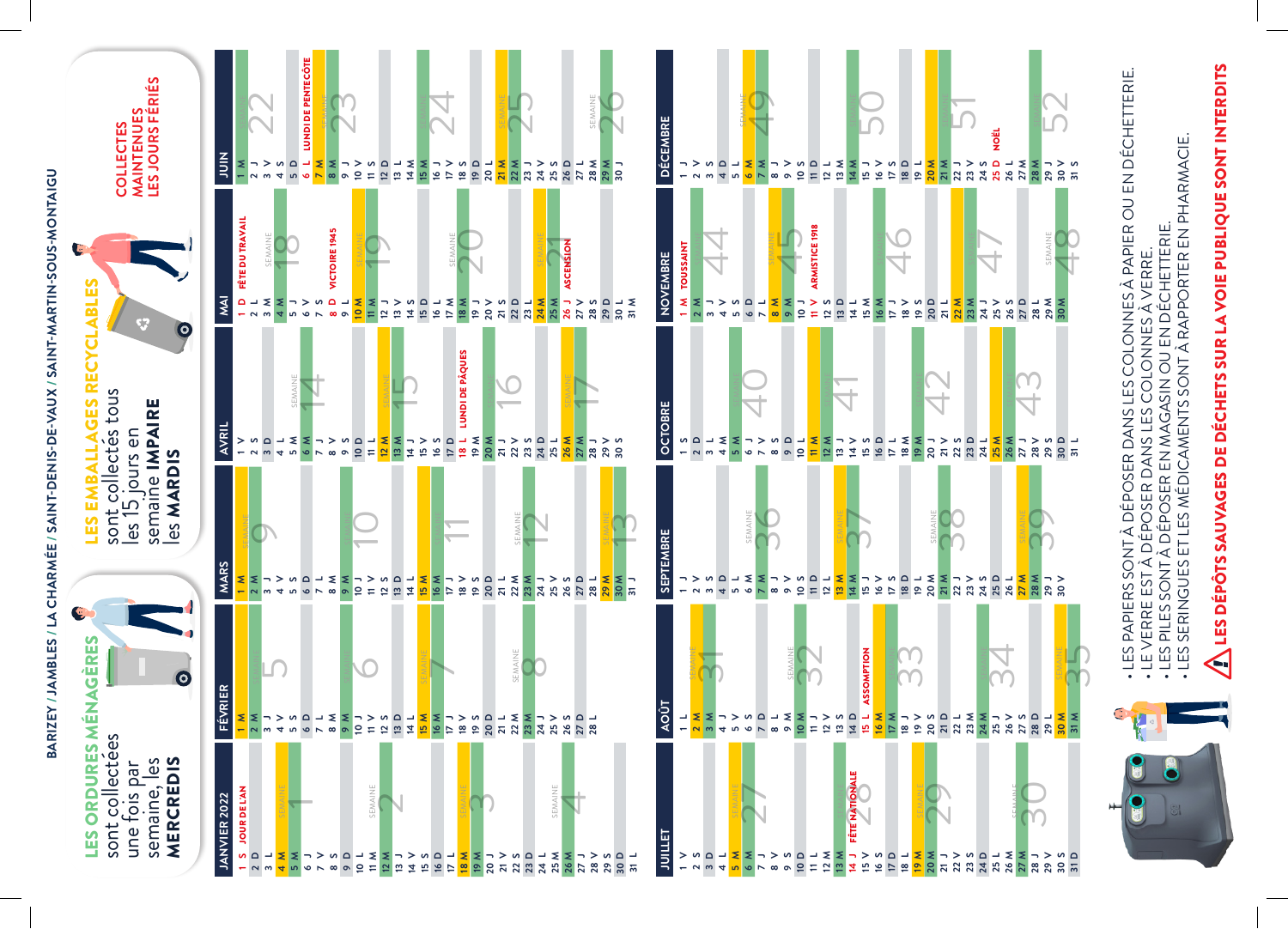BARIZEY / JAMBLES / LA CHARMÉE / SAINT-DENIS-DE-VAUX / SAINT-MARTIN-SOUS-MONTAIGU

**LES ORDURES MÉNAGÈRES** sont collectées une fois par semaine, les **MERCREDIS**

**LES EMBALLAGES RECYCLABLES** sont collectés tous les 15 jours en semaine **IMPAIRE** les **MARDIS**

**COLLECTES MAINTENUES LES JOURS FÉRIÉS**

| JANVIER 2022 | FÉVRIER | MARS | AVRIL | MAI | JUIN |
|---|---|---|---|---|---|
| 1 S JOUR DE L'AN | 1 M | 1 M | 1 V | 1 D FÊTE DU TRAVAIL | 1 M |
| 2 D | 2 M | 2 M | 2 S | 2 L SEMAINE 18 | 2 J |
| 3 L SEMAINE 1 | 3 J | 3 J | 3 D | 3 M | 3 V |
| 4 M | 4 V | 4 V | 4 L SEMAINE 14 | 4 M | 4 S |
| 5 M | 5 S | 5 S | 5 M | 5 J | 5 D |
| 6 J | 6 D | 6 D | 6 M | 6 V | 6 L LUNDI DE PENTECÔTE SEMAINE 23 |
| 7 V | 7 L SEMAINE 6 | 7 L SEMAINE 10 | 7 J | 7 S | 7 M |
| 8 S | 8 M | 8 M | 8 V | 8 D VICTOIRE 1945 | 8 M |
| 9 D | 9 M | 9 M | 9 S | 9 L SEMAINE 19 | 9 J |
| 10 L SEMAINE 2 | 10 J | 10 J | 10 D | 10 M | 10 V |
| 11 M | 11 V | 11 V | 11 L SEMAINE 15 | 11 M | 11 S |
| 12 M | 12 S | 12 S | 12 M | 12 J | 12 D |
| 13 J | 13 D | 13 D | 13 M | 13 V | 13 L SEMAINE 24 |
| 14 V | 14 L SEMAINE 7 | 14 L SEMAINE 11 | 14 J | 14 S | 14 M |
| 15 S | 15 M | 15 M | 15 V | 15 D | 15 M |
| 16 D | 16 M | 16 M | 16 S | 16 L SEMAINE 20 | 16 J |
| 17 L SEMAINE 3 | 17 J | 17 J | 17 D | 17 M | 17 V |
| 18 M | 18 V | 18 V | 18 L LUNDI DE PÂQUES SEMAINE 16 | 18 M | 18 S |
| 19 M | 19 S | 19 S | 19 M | 19 J | 19 D |
| 20 J | 20 D | 20 D | 20 M | 20 V | 20 L SEMAINE 25 |
| 21 V | 21 L SEMAINE 8 | 21 L SEMAINE 12 | 21 J | 21 S | 21 M |
| 22 S | 22 M | 22 M | 22 V | 22 D | 22 M |
| 23 D | 23 M | 23 M | 23 S | 23 L SEMAINE 21 | 23 J |
| 24 L SEMAINE 4 | 24 J | 24 J | 24 D | 24 M | 24 V |
| 25 M | 25 V | 25 V | 25 L SEMAINE 17 | 25 M | 25 S |
| 26 M | 26 S | 26 S | 26 M | 26 J ASCENSION | 26 D |
| 27 J | 27 D | 27 D | 27 M | 27 V | 27 L SEMAINE 26 |
| 28 V | 28 L SEMAINE 9 | 28 L SEMAINE 13 | 28 J | 28 S | 28 M |
| 29 S | | 29 M | 29 V | 29 D | 29 M |
| 30 D | | 30 M | 30 S | 30 L SEMAINE 22 | 30 J |
| 31 L SEMAINE 5 | | 31 J | | 31 M | |

| JUILLET | AOÛT | SEPTEMBRE | OCTOBRE | NOVEMBRE | DÉCEMBRE |
|---|---|---|---|---|---|
| 1 V | 1 L SEMAINE 31 | 1 J | 1 S | 1 M TOUSSAINT | 1 J |
| 2 S | 2 M | 2 V | 2 D | 2 M | 2 V |
| 3 D | 3 M | 3 S | 3 L SEMAINE 40 | 3 J | 3 S |
| 4 L SEMAINE 27 | 4 J | 4 D | 4 M | 4 V | 4 D |
| 5 M | 5 V | 5 L SEMAINE 36 | 5 M | 5 S | 5 L SEMAINE 49 |
| 6 M | 6 S | 6 M | 6 J | 6 D | 6 M |
| 7 J | 7 D | 7 M | 7 V | 7 L SEMAINE 45 | 7 M |
| 8 V | 8 L SEMAINE 32 | 8 J | 8 S | 8 M | 8 J |
| 9 S | 9 M | 9 V | 9 D | 9 M | 9 V |
| 10 D | 10 M | 10 S | 10 L SEMAINE 41 | 10 J | 10 S |
| 11 L SEMAINE 28 | 11 J | 11 D | 11 M | 11 V ARMISTICE 1918 | 11 D |
| 12 M | 12 V | 12 L SEMAINE 37 | 12 M | 12 S | 12 L SEMAINE 50 |
| 13 M | 13 S | 13 M | 13 J | 13 D | 13 M |
| 14 J FÊTE NATIONALE | 14 D | 14 M | 14 V | 14 L SEMAINE 46 | 14 M |
| 15 V | 15 L ASSOMPTION SEMAINE 33 | 15 J | 15 S | 15 M | 15 J |
| 16 S | 16 M | 16 V | 16 D | 16 M | 16 V |
| 17 D | 17 M | 17 S | 17 L SEMAINE 42 | 17 J | 17 S |
| 18 L SEMAINE 29 | 18 J | 18 D | 18 M | 18 V | 18 D |
| 19 M | 19 V | 19 L SEMAINE 38 | 19 M | 19 S | 19 L SEMAINE 51 |
| 20 M | 20 S | 20 M | 20 J | 20 D | 20 M |
| 21 J | 21 D | 21 M | 21 V | 21 L SEMAINE 47 | 21 M |
| 22 V | 22 L SEMAINE 34 | 22 J | 22 S | 22 M | 22 J |
| 23 S | 23 M | 23 V | 23 D | 23 M | 23 V |
| 24 D | 24 M | 24 S | 24 L SEMAINE 43 | 24 J | 24 S |
| 25 L SEMAINE 30 | 25 J | 25 D | 25 M | 25 V | 25 D NOËL |
| 26 M | 26 V | 26 L SEMAINE 39 | 26 M | 26 S | 26 L SEMAINE 52 |
| 27 M | 27 S | 27 M | 27 J | 27 D | 27 M |
| 28 J | 28 D | 28 M | 28 V | 28 L SEMAINE 48 | 28 M |
| 29 V | 29 L SEMAINE 35 | 29 J | 29 S | 29 M | 29 J |
| 30 S | 30 M | 30 V | 30 D | 30 M | 30 V |
| 31 D | 31 M | | 31 L SEMAINE 44 | | 31 S |

- LES PAPIERS SONT À DÉPOSER DANS LES COLONNES À PAPIER OU EN DÉCHETTERIE.
- LE VERRE EST À DÉPOSER DANS LES COLONNES À VERRE.
- LES PILES SONT À DÉPOSER EN MAGASIN OU EN DÉCHETTERIE.
- LES SERINGUES ET LES MÉDICAMENTS SONT À RAPPORTER EN PHARMACIE.

**LES DÉPÔTS SAUVAGES DE DÉCHETS SUR LA VOIE PUBLIQUE SONT INTERDITS**